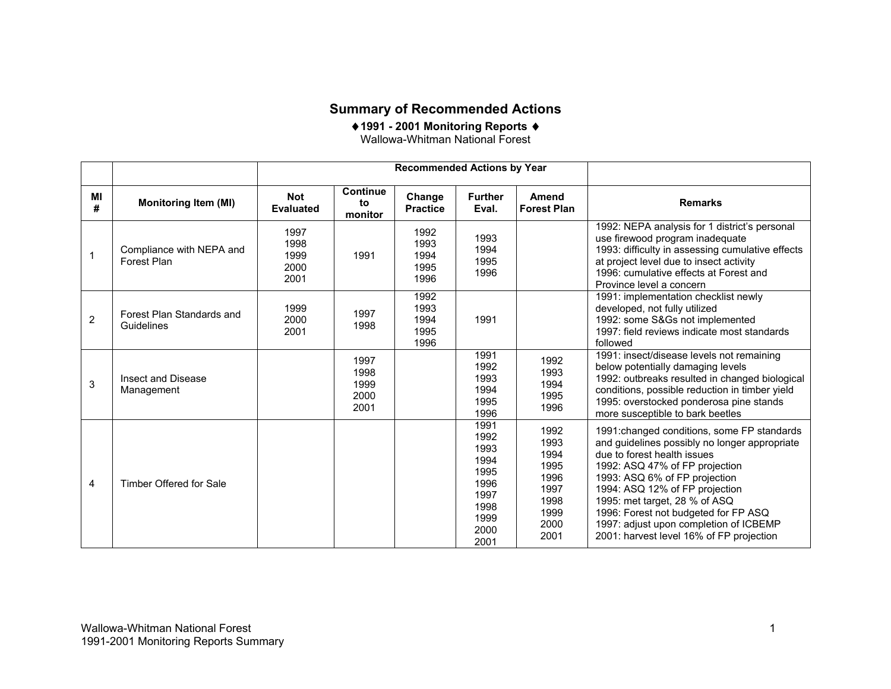# Summary of Recommended Actions

**♦1991 - 2001 Monitoring Reports ♦**

Wallowa-Whitman National Forest

| | | Recommended Actions by Year | | | | | |
|---|---|---|---|---|---|---|---|
| **MI #** | **Monitoring Item (MI)** | **Not Evaluated** | **Continue to monitor** | **Change Practice** | **Further Eval.** | **Amend Forest Plan** | **Remarks** |
| 1 | Compliance with NEPA and Forest Plan | 1997<br>1998<br>1999<br>2000<br>2001 | 1991 | 1992<br>1993<br>1994<br>1995<br>1996 | 1993<br>1994<br>1995<br>1996 | | 1992: NEPA analysis for 1 district's personal use firewood program inadequate<br>1993: difficulty in assessing cumulative effects at project level due to insect activity<br>1996: cumulative effects at Forest and Province level a concern |
| 2 | Forest Plan Standards and Guidelines | 1999<br>2000<br>2001 | 1997<br>1998 | 1992<br>1993<br>1994<br>1995<br>1996 | 1991 | | 1991: implementation checklist newly developed, not fully utilized<br>1992: some S&Gs not implemented<br>1997: field reviews indicate most standards followed |
| 3 | Insect and Disease Management | | 1997<br>1998<br>1999<br>2000<br>2001 | | 1991<br>1992<br>1993<br>1994<br>1995<br>1996 | 1992<br>1993<br>1994<br>1995<br>1996 | 1991: insect/disease levels not remaining below potentially damaging levels<br>1992: outbreaks resulted in changed biological conditions, possible reduction in timber yield<br>1995: overstocked ponderosa pine stands more susceptible to bark beetles |
| 4 | Timber Offered for Sale | | | | 1991<br>1992<br>1993<br>1994<br>1995<br>1996<br>1997<br>1998<br>1999<br>2000<br>2001 | 1992<br>1993<br>1994<br>1995<br>1996<br>1997<br>1998<br>1999<br>2000<br>2001 | 1991:changed conditions, some FP standards and guidelines possibly no longer appropriate due to forest health issues<br>1992: ASQ 47% of FP projection<br>1993: ASQ 6% of FP projection<br>1994: ASQ 12% of FP projection<br>1995: met target, 28 % of ASQ<br>1996: Forest not budgeted for FP ASQ<br>1997: adjust upon completion of ICBEMP<br>2001: harvest level 16% of FP projection |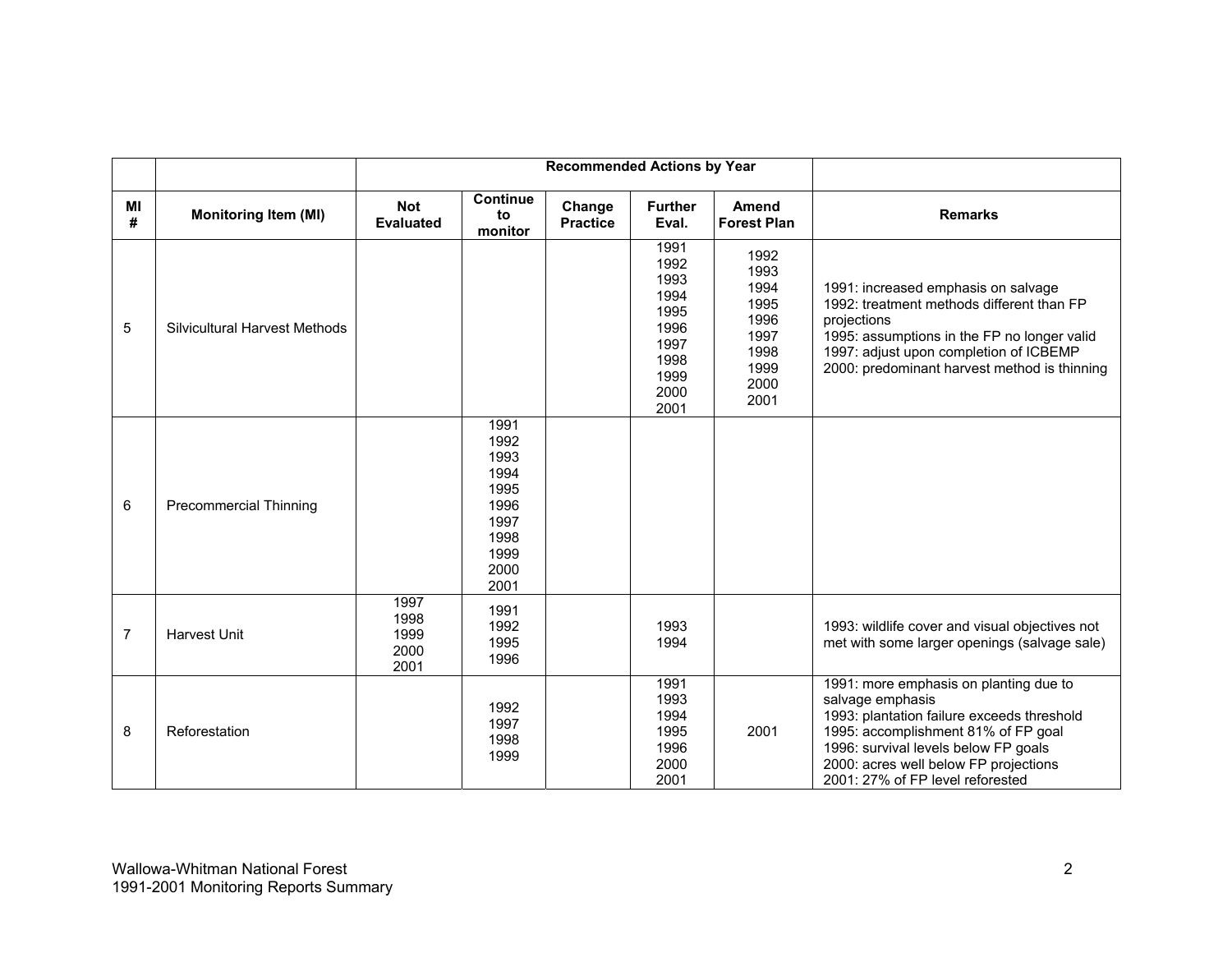| | | Recommended Actions by Year | | | | | |
|---|---|---|---|---|---|---|---|
| MI # | Monitoring Item (MI) | Not Evaluated | Continue to monitor | Change Practice | Further Eval. | Amend Forest Plan | Remarks |
| 5 | Silvicultural Harvest Methods | | | | 1991 1992 1993 1994 1995 1996 1997 1998 1999 2000 2001 | 1992 1993 1994 1995 1996 1997 1998 1999 2000 2001 | 1991: increased emphasis on salvage 1992: treatment methods different than FP projections 1995: assumptions in the FP no longer valid 1997: adjust upon completion of ICBEMP 2000: predominant harvest method is thinning |
| 6 | Precommercial Thinning | | 1991 1992 1993 1994 1995 1996 1997 1998 1999 2000 2001 | | | | |
| 7 | Harvest Unit | 1997 1998 1999 2000 2001 | 1991 1992 1995 1996 | | 1993 1994 | | 1993: wildlife cover and visual objectives not met with some larger openings (salvage sale) |
| 8 | Reforestation | | 1992 1997 1998 1999 | | 1991 1993 1994 1995 1996 2000 2001 | 2001 | 1991: more emphasis on planting due to salvage emphasis 1993: plantation failure exceeds threshold 1995: accomplishment 81% of FP goal 1996: survival levels below FP goals 2000: acres well below FP projections 2001: 27% of FP level reforested |

Wallowa-Whitman National Forest
1991-2001 Monitoring Reports Summary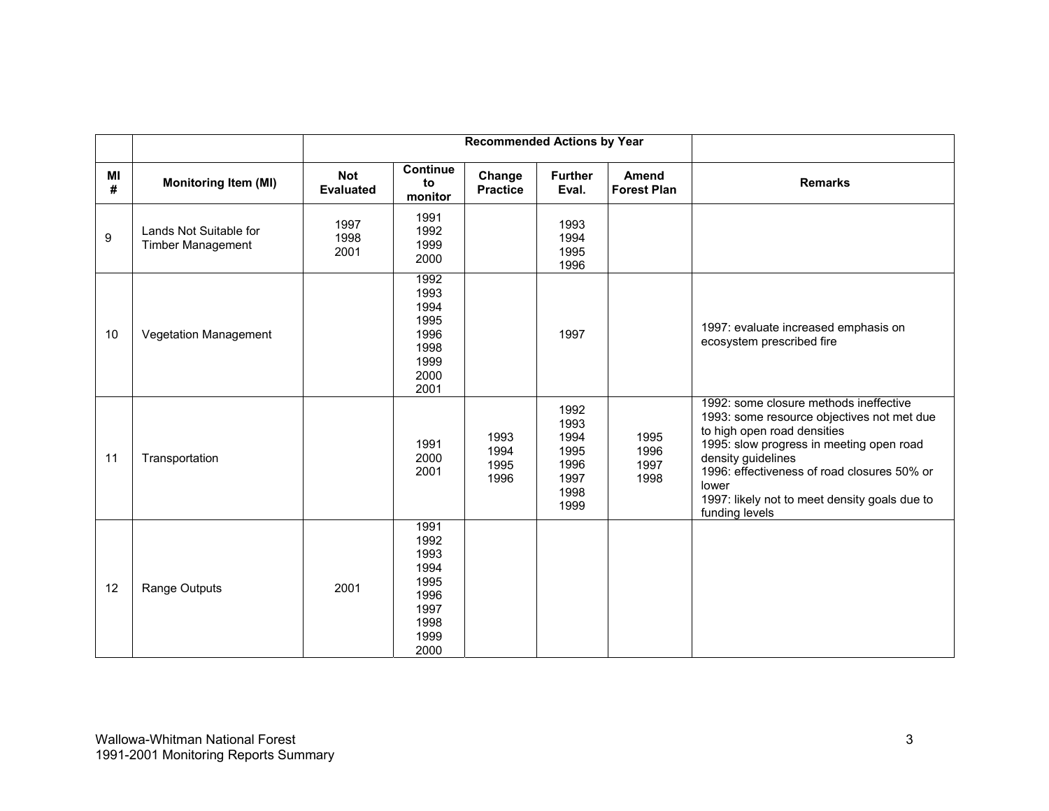| | | Recommended Actions by Year | | | | | |
|---|---|---|---|---|---|---|---|
| MI # | Monitoring Item (MI) | Not Evaluated | Continue to monitor | Change Practice | Further Eval. | Amend Forest Plan | Remarks |
| 9 | Lands Not Suitable for Timber Management | 1997<br>1998<br>2001 | 1991<br>1992<br>1999<br>2000 | | 1993<br>1994<br>1995<br>1996 | | |
| 10 | Vegetation Management | | 1992<br>1993<br>1994<br>1995<br>1996<br>1998<br>1999<br>2000<br>2001 | | 1997 | | 1997: evaluate increased emphasis on ecosystem prescribed fire |
| 11 | Transportation | | 1991<br>2000<br>2001 | 1993<br>1994<br>1995<br>1996 | 1992<br>1993<br>1994<br>1995<br>1996<br>1997<br>1998<br>1999 | 1995<br>1996<br>1997<br>1998 | 1992: some closure methods ineffective<br>1993: some resource objectives not met due to high open road densities<br>1995: slow progress in meeting open road density guidelines<br>1996: effectiveness of road closures 50% or lower<br>1997: likely not to meet density goals due to funding levels |
| 12 | Range Outputs | 2001 | 1991<br>1992<br>1993<br>1994<br>1995<br>1996<br>1997<br>1998<br>1999<br>2000 | | | | |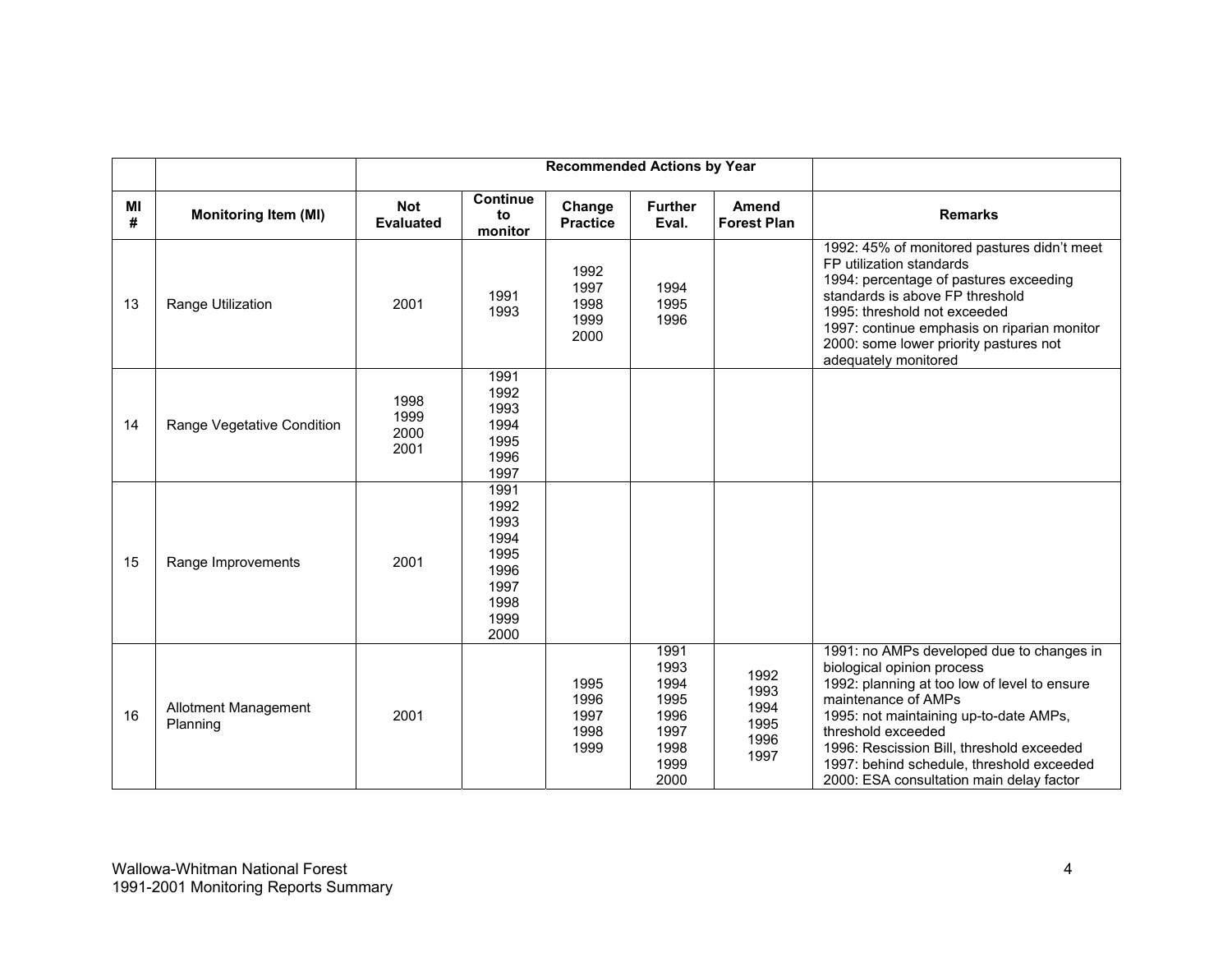| | | Recommended Actions by Year | | | | | |
|---|---|---|---|---|---|---|---|
| MI # | Monitoring Item (MI) | Not Evaluated | Continue to monitor | Change Practice | Further Eval. | Amend Forest Plan | Remarks |
| 13 | Range Utilization | 2001 | 1991<br>1993 | 1992<br>1997<br>1998<br>1999<br>2000 | 1994<br>1995<br>1996 | | 1992: 45% of monitored pastures didn't meet FP utilization standards<br>1994: percentage of pastures exceeding standards is above FP threshold<br>1995: threshold not exceeded<br>1997: continue emphasis on riparian monitor<br>2000: some lower priority pastures not adequately monitored |
| 14 | Range Vegetative Condition | 1998<br>1999<br>2000<br>2001 | 1991<br>1992<br>1993<br>1994<br>1995<br>1996<br>1997 | | | | |
| 15 | Range Improvements | 2001 | 1991<br>1992<br>1993<br>1994<br>1995<br>1996<br>1997<br>1998<br>1999<br>2000 | | | | |
| 16 | Allotment Management Planning | 2001 | | 1995<br>1996<br>1997<br>1998<br>1999 | 1991<br>1993<br>1994<br>1995<br>1996<br>1997<br>1998<br>1999<br>2000 | 1992<br>1993<br>1994<br>1995<br>1996<br>1997 | 1991: no AMPs developed due to changes in biological opinion process<br>1992: planning at too low of level to ensure maintenance of AMPs<br>1995: not maintaining up-to-date AMPs, threshold exceeded<br>1996: Rescission Bill, threshold exceeded<br>1997: behind schedule, threshold exceeded<br>2000: ESA consultation main delay factor |

Wallowa-Whitman National Forest
1991-2001 Monitoring Reports Summary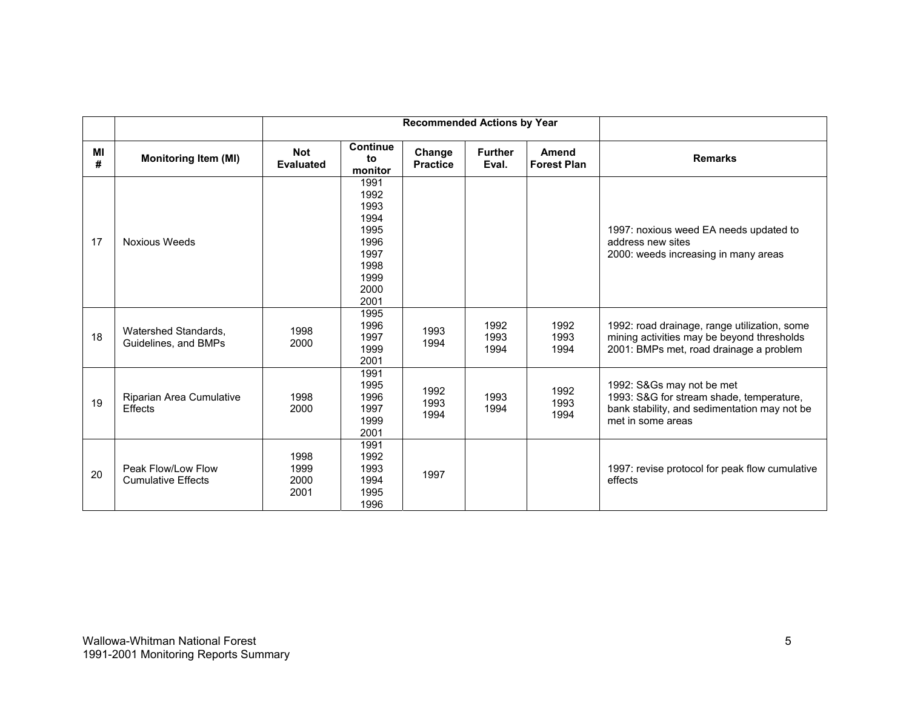| | | Recommended Actions by Year | | | | | |
|---|---|---|---|---|---|---|---|
| MI # | Monitoring Item (MI) | Not Evaluated | Continue to monitor | Change Practice | Further Eval. | Amend Forest Plan | Remarks |
| 17 | Noxious Weeds | | 1991<br>1992<br>1993<br>1994<br>1995<br>1996<br>1997<br>1998<br>1999<br>2000<br>2001 | | | | 1997: noxious weed EA needs updated to address new sites<br>2000: weeds increasing in many areas |
| 18 | Watershed Standards, Guidelines, and BMPs | 1998<br>2000 | 1995<br>1996<br>1997<br>1999<br>2001 | 1993<br>1994 | 1992<br>1993<br>1994 | 1992<br>1993<br>1994 | 1992: road drainage, range utilization, some mining activities may be beyond thresholds<br>2001: BMPs met, road drainage a problem |
| 19 | Riparian Area Cumulative Effects | 1998<br>2000 | 1991<br>1995<br>1996<br>1997<br>1999<br>2001 | 1992<br>1993<br>1994 | 1993<br>1994 | 1992<br>1993<br>1994 | 1992: S&Gs may not be met<br>1993: S&G for stream shade, temperature, bank stability, and sedimentation may not be met in some areas |
| 20 | Peak Flow/Low Flow Cumulative Effects | 1998<br>1999<br>2000<br>2001 | 1991<br>1992<br>1993<br>1994<br>1995<br>1996 | 1997 | | | 1997: revise protocol for peak flow cumulative effects |

Wallowa-Whitman National Forest
1991-2001 Monitoring Reports Summary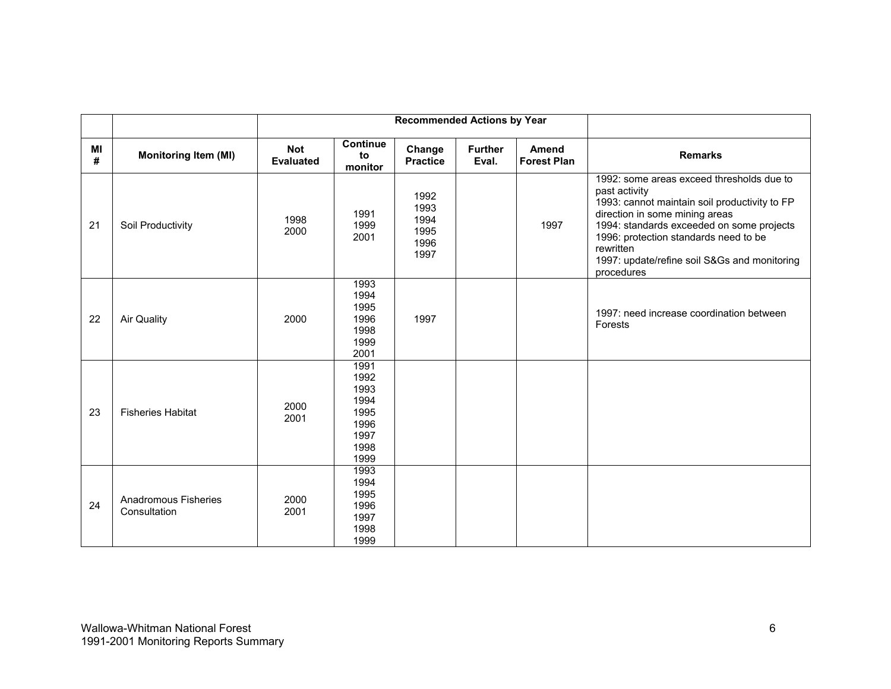| | | Recommended Actions by Year | | | | | |
|---|---|---|---|---|---|---|---|
| MI # | Monitoring Item (MI) | Not Evaluated | Continue to monitor | Change Practice | Further Eval. | Amend Forest Plan | Remarks |
| 21 | Soil Productivity | 1998 2000 | 1991 1999 2001 | 1992 1993 1994 1995 1996 1997 | | 1997 | 1992: some areas exceed thresholds due to past activity 1993: cannot maintain soil productivity to FP direction in some mining areas 1994: standards exceeded on some projects 1996: protection standards need to be rewritten 1997: update/refine soil S&Gs and monitoring procedures |
| 22 | Air Quality | 2000 | 1993 1994 1995 1996 1998 1999 2001 | 1997 | | | 1997: need increase coordination between Forests |
| 23 | Fisheries Habitat | 2000 2001 | 1991 1992 1993 1994 1995 1996 1997 1998 1999 | | | | |
| 24 | Anadromous Fisheries Consultation | 2000 2001 | 1993 1994 1995 1996 1997 1998 1999 | | | | |

Wallowa-Whitman National Forest
1991-2001 Monitoring Reports Summary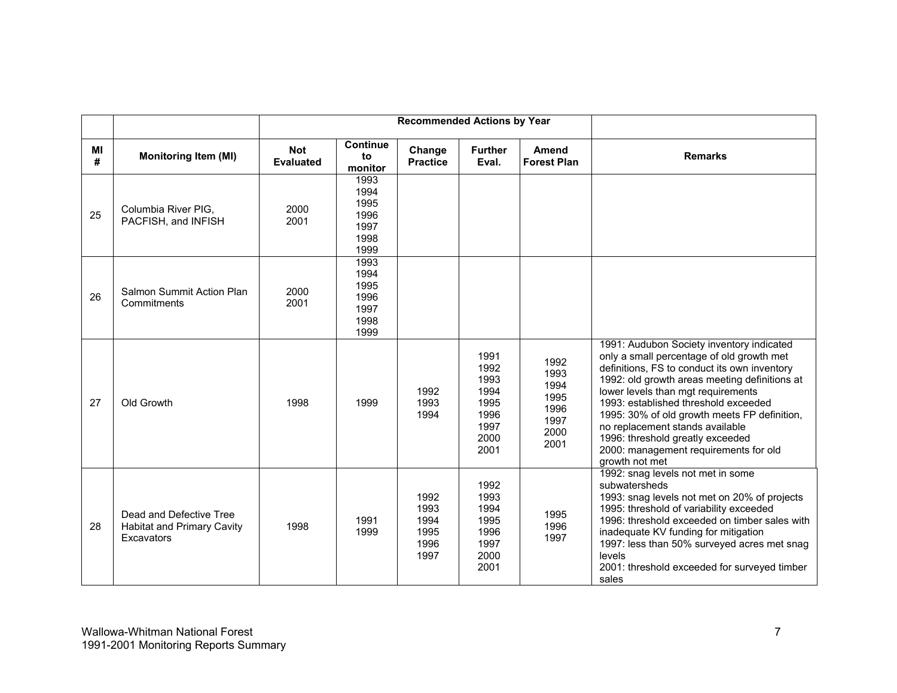| | | Recommended Actions by Year | | | | | |
|---|---|---|---|---|---|---|---|
| MI # | Monitoring Item (MI) | Not Evaluated | Continue to monitor | Change Practice | Further Eval. | Amend Forest Plan | Remarks |
| 25 | Columbia River PIG, PACFISH, and INFISH | 2000<br>2001 | 1993<br>1994<br>1995<br>1996<br>1997<br>1998<br>1999 | | | | |
| 26 | Salmon Summit Action Plan Commitments | 2000<br>2001 | 1993<br>1994<br>1995<br>1996<br>1997<br>1998<br>1999 | | | | |
| 27 | Old Growth | 1998 | 1999 | 1992<br>1993<br>1994 | 1991<br>1992<br>1993<br>1994<br>1995<br>1996<br>1997<br>2000<br>2001 | 1992<br>1993<br>1994<br>1995<br>1996<br>1997<br>2000<br>2001 | 1991: Audubon Society inventory indicated only a small percentage of old growth met definitions, FS to conduct its own inventory<br>1992: old growth areas meeting definitions at lower levels than mgt requirements<br>1993: established threshold exceeded<br>1995: 30% of old growth meets FP definition, no replacement stands available<br>1996: threshold greatly exceeded<br>2000: management requirements for old growth not met |
| 28 | Dead and Defective Tree Habitat and Primary Cavity Excavators | 1998 | 1991<br>1999 | 1992<br>1993<br>1994<br>1995<br>1996<br>1997 | 1992<br>1993<br>1994<br>1995<br>1996<br>1997<br>2000<br>2001 | 1995<br>1996<br>1997 | 1992: snag levels not met in some subwatersheds<br>1993: snag levels not met on 20% of projects<br>1995: threshold of variability exceeded<br>1996: threshold exceeded on timber sales with inadequate KV funding for mitigation<br>1997: less than 50% surveyed acres met snag levels<br>2001: threshold exceeded for surveyed timber sales |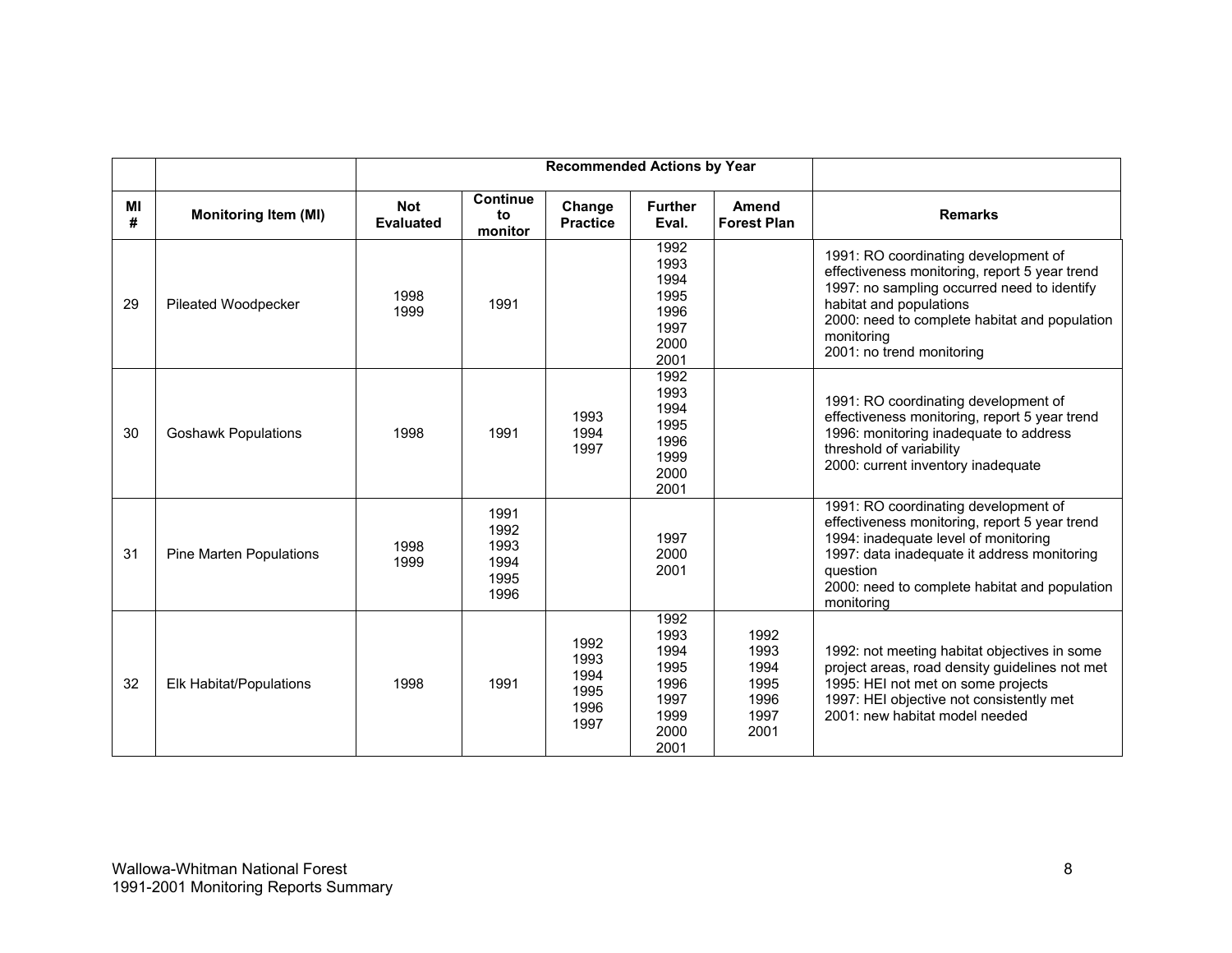| | | Recommended Actions by Year | | | | | |
|---|---|---|---|---|---|---|---|
| MI # | Monitoring Item (MI) | Not Evaluated | Continue to monitor | Change Practice | Further Eval. | Amend Forest Plan | Remarks |
| 29 | Pileated Woodpecker | 1998 1999 | 1991 | | 1992 1993 1994 1995 1996 1997 2000 2001 | | 1991: RO coordinating development of effectiveness monitoring, report 5 year trend 1997: no sampling occurred need to identify habitat and populations 2000: need to complete habitat and population monitoring 2001: no trend monitoring |
| 30 | Goshawk Populations | 1998 | 1991 | 1993 1994 1997 | 1992 1993 1994 1995 1996 1999 2000 2001 | | 1991: RO coordinating development of effectiveness monitoring, report 5 year trend 1996: monitoring inadequate to address threshold of variability 2000: current inventory inadequate |
| 31 | Pine Marten Populations | 1998 1999 | 1991 1992 1993 1994 1995 1996 | | 1997 2000 2001 | | 1991: RO coordinating development of effectiveness monitoring, report 5 year trend 1994: inadequate level of monitoring 1997: data inadequate it address monitoring question 2000: need to complete habitat and population monitoring |
| 32 | Elk Habitat/Populations | 1998 | 1991 | 1992 1993 1994 1995 1996 1997 | 1992 1993 1994 1995 1996 1997 1999 2000 2001 | 1992 1993 1994 1995 1996 1997 2001 | 1992: not meeting habitat objectives in some project areas, road density guidelines not met 1995: HEI not met on some projects 1997: HEI objective not consistently met 2001: new habitat model needed |

Wallowa-Whitman National Forest
1991-2001 Monitoring Reports Summary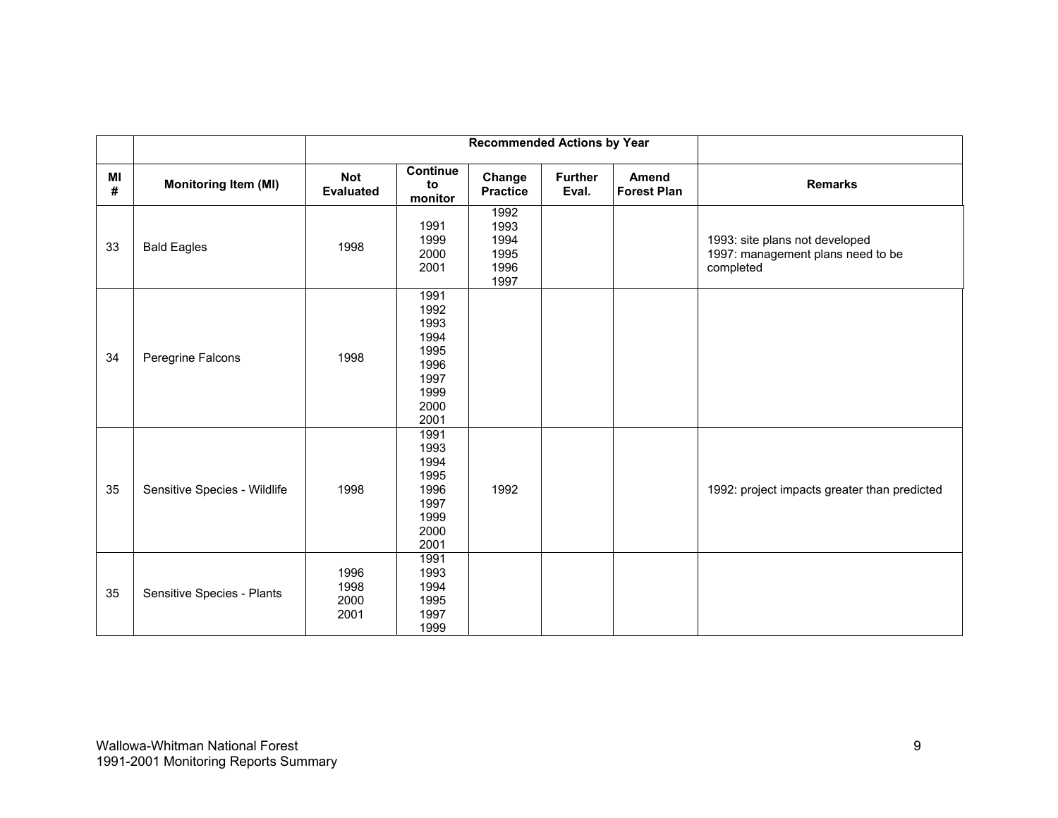| | | Recommended Actions by Year | | | | | |
|---|---|---|---|---|---|---|---|
| MI # | Monitoring Item (MI) | Not Evaluated | Continue to monitor | Change Practice | Further Eval. | Amend Forest Plan | Remarks |
| 33 | Bald Eagles | 1998 | 1991<br>1999<br>2000<br>2001 | 1992<br>1993<br>1994<br>1995<br>1996<br>1997 | | | 1993: site plans not developed<br>1997: management plans need to be completed |
| 34 | Peregrine Falcons | 1998 | 1991<br>1992<br>1993<br>1994<br>1995<br>1996<br>1997<br>1999<br>2000<br>2001 | | | | |
| 35 | Sensitive Species - Wildlife | 1998 | 1991<br>1993<br>1994<br>1995<br>1996<br>1997<br>1999<br>2000<br>2001 | 1992 | | | 1992: project impacts greater than predicted |
| 35 | Sensitive Species - Plants | 1996<br>1998<br>2000<br>2001 | 1991<br>1993<br>1994<br>1995<br>1997<br>1999 | | | | |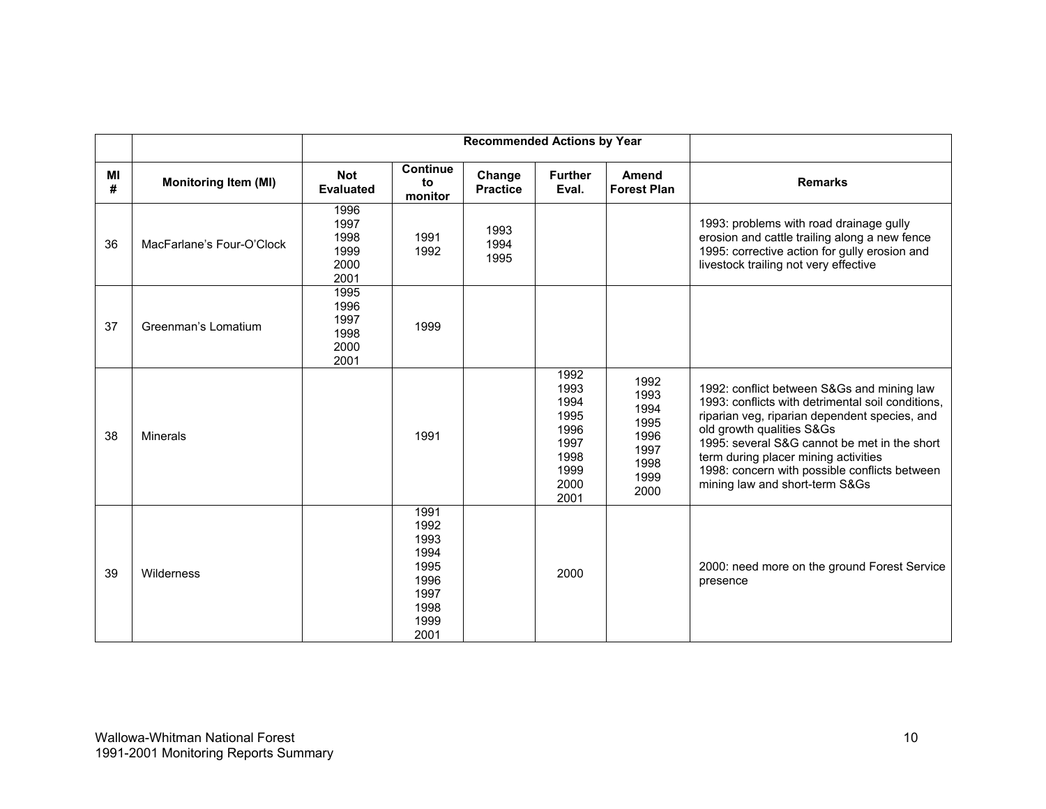| | | Recommended Actions by Year | | | | | |
|---|---|---|---|---|---|---|---|
| MI # | Monitoring Item (MI) | Not Evaluated | Continue to monitor | Change Practice | Further Eval. | Amend Forest Plan | Remarks |
| 36 | MacFarlane's Four-O'Clock | 1996 1997 1998 1999 2000 2001 | 1991 1992 | 1993 1994 1995 | | | 1993: problems with road drainage gully erosion and cattle trailing along a new fence 1995: corrective action for gully erosion and livestock trailing not very effective |
| 37 | Greenman's Lomatium | 1995 1996 1997 1998 2000 2001 | 1999 | | | | |
| 38 | Minerals | | 1991 | | 1992 1993 1994 1995 1996 1997 1998 1999 2000 2001 | 1992 1993 1994 1995 1996 1997 1998 1999 2000 | 1992: conflict between S&Gs and mining law 1993: conflicts with detrimental soil conditions, riparian veg, riparian dependent species, and old growth qualities S&Gs 1995: several S&G cannot be met in the short term during placer mining activities 1998: concern with possible conflicts between mining law and short-term S&Gs |
| 39 | Wilderness | | 1991 1992 1993 1994 1995 1996 1997 1998 1999 2001 | | 2000 | | 2000: need more on the ground Forest Service presence |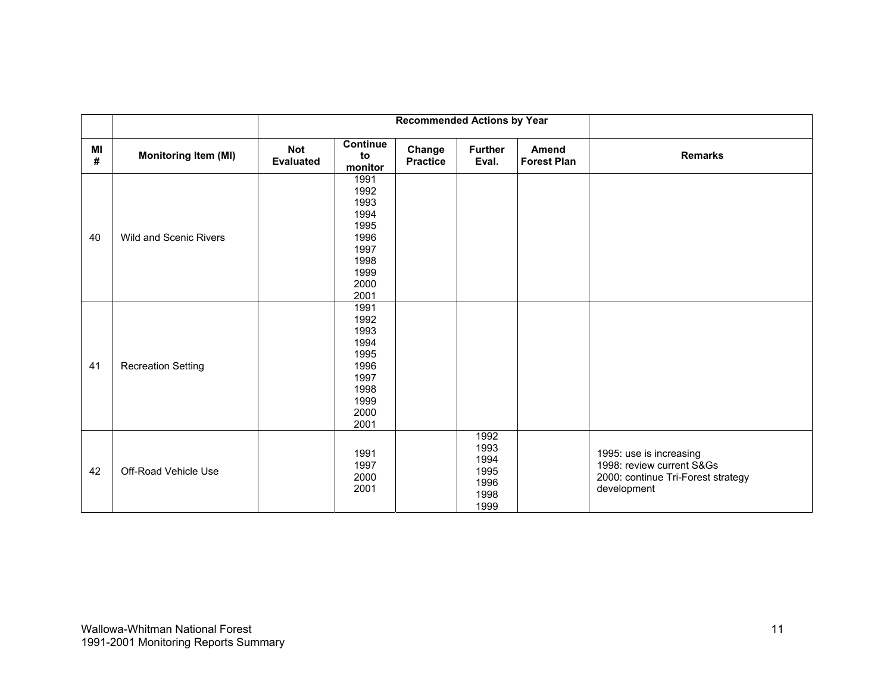| | | Recommended Actions by Year | | | | | |
|---|---|---|---|---|---|---|---|
| MI # | Monitoring Item (MI) | Not Evaluated | Continue to monitor | Change Practice | Further Eval. | Amend Forest Plan | Remarks |
| 40 | Wild and Scenic Rivers | | 1991<br>1992<br>1993<br>1994<br>1995<br>1996<br>1997<br>1998<br>1999<br>2000<br>2001 | | | | |
| 41 | Recreation Setting | | 1991<br>1992<br>1993<br>1994<br>1995<br>1996<br>1997<br>1998<br>1999<br>2000<br>2001 | | | | |
| 42 | Off-Road Vehicle Use | | 1991<br>1997<br>2000<br>2001 | | 1992<br>1993<br>1994<br>1995<br>1996<br>1998<br>1999 | | 1995: use is increasing<br>1998: review current S&Gs<br>2000: continue Tri-Forest strategy development |

Wallowa-Whitman National Forest
1991-2001 Monitoring Reports Summary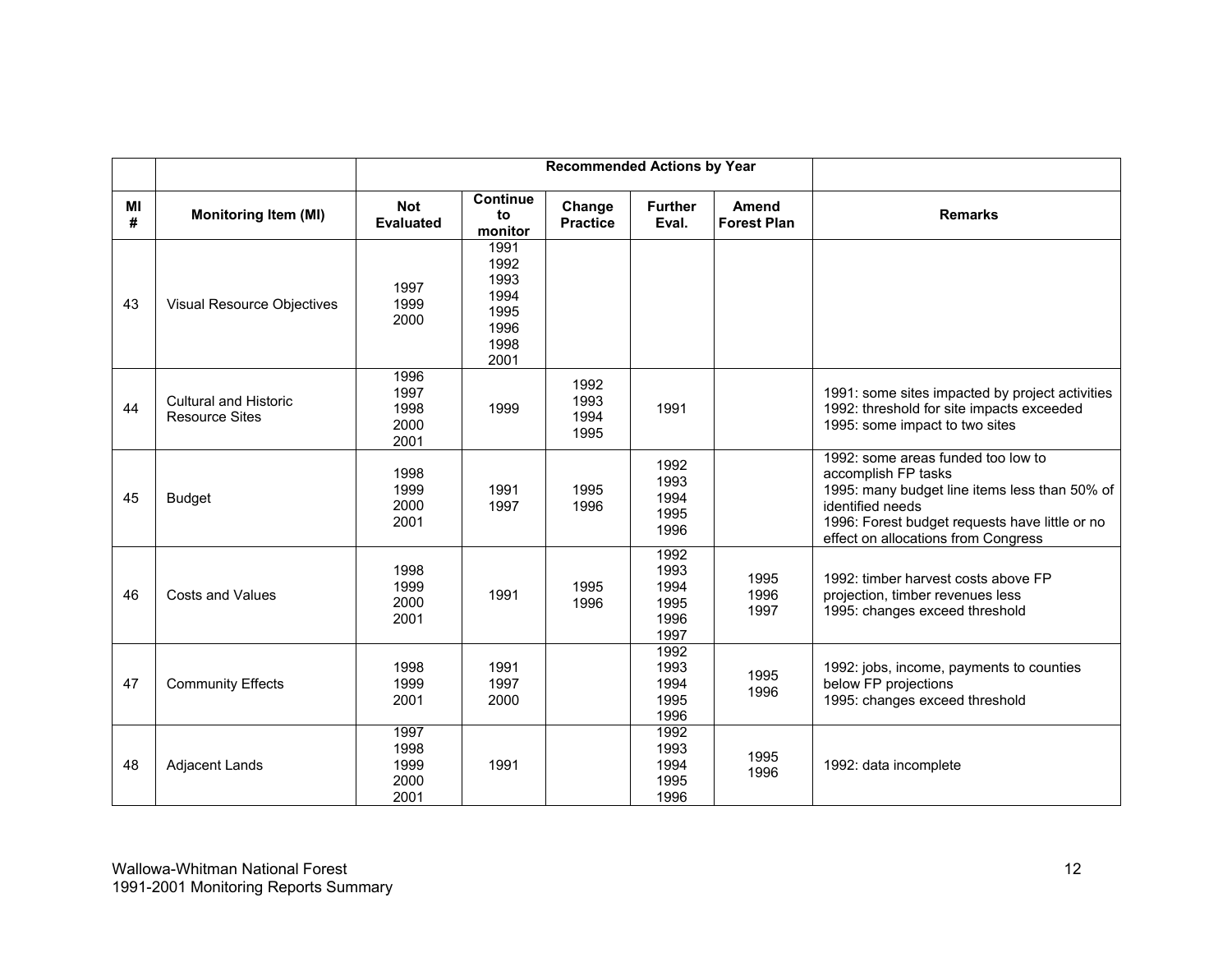| | | Recommended Actions by Year | | | | | |
|---|---|---|---|---|---|---|---|
| MI # | Monitoring Item (MI) | Not Evaluated | Continue to monitor | Change Practice | Further Eval. | Amend Forest Plan | Remarks |
| 43 | Visual Resource Objectives | 1997<br>1999<br>2000 | 1991<br>1992<br>1993<br>1994<br>1995<br>1996<br>1998<br>2001 | | | | |
| 44 | Cultural and Historic Resource Sites | 1996<br>1997<br>1998<br>2000<br>2001 | 1999 | 1992<br>1993<br>1994<br>1995 | 1991 | | 1991: some sites impacted by project activities<br>1992: threshold for site impacts exceeded<br>1995: some impact to two sites |
| 45 | Budget | 1998<br>1999<br>2000<br>2001 | 1991<br>1997 | 1995<br>1996 | 1992<br>1993<br>1994<br>1995<br>1996 | | 1992: some areas funded too low to accomplish FP tasks<br>1995: many budget line items less than 50% of identified needs<br>1996: Forest budget requests have little or no effect on allocations from Congress |
| 46 | Costs and Values | 1998<br>1999<br>2000<br>2001 | 1991 | 1995<br>1996 | 1992<br>1993<br>1994<br>1995<br>1996<br>1997 | 1995<br>1996<br>1997 | 1992: timber harvest costs above FP projection, timber revenues less<br>1995: changes exceed threshold |
| 47 | Community Effects | 1998<br>1999<br>2001 | 1991<br>1997<br>2000 | | 1992<br>1993<br>1994<br>1995<br>1996 | 1995<br>1996 | 1992: jobs, income, payments to counties below FP projections<br>1995: changes exceed threshold |
| 48 | Adjacent Lands | 1997<br>1998<br>1999<br>2000<br>2001 | 1991 | | 1992<br>1993<br>1994<br>1995<br>1996 | 1995<br>1996 | 1992: data incomplete |